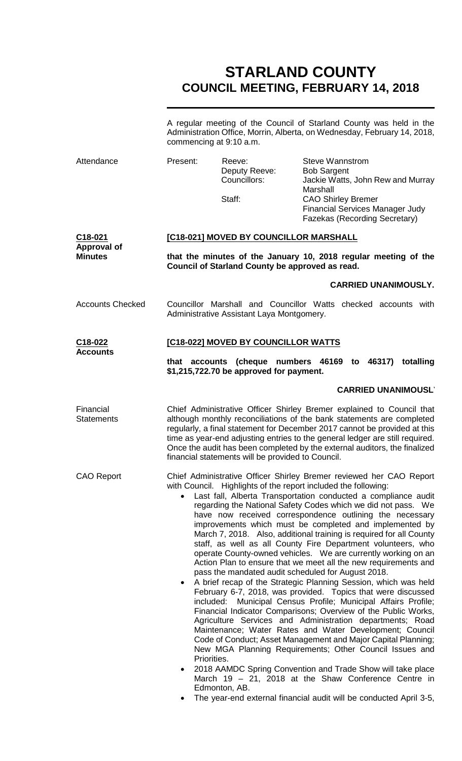# STARLAND COUNTY
## COUNCIL MEETING, FEBRUARY 14, 2018

A regular meeting of the Council of Starland County was held in the Administration Office, Morrin, Alberta, on Wednesday, February 14, 2018, commencing at 9:10 a.m.

**Attendance**

| | | |
|---|---|---|
| Present: | Reeve: | Steve Wannstrom |
| | Deputy Reeve: | Bob Sargent |
| | Councillors: | Jackie Watts, John Rew and Murray Marshall |
| | Staff: | CAO Shirley Bremer<br>Financial Services Manager Judy Fazekas (Recording Secretary) |

**C18-021**
**Approval of Minutes**

**[C18-021] MOVED BY COUNCILLOR MARSHALL**

**that the minutes of the January 10, 2018 regular meeting of the Council of Starland County be approved as read.**

**CARRIED UNANIMOUSLY.**

**Accounts Checked**

Councillor Marshall and Councillor Watts checked accounts with Administrative Assistant Laya Montgomery.

**C18-022**
**Accounts**

**[C18-022] MOVED BY COUNCILLOR WATTS**

**that accounts (cheque numbers 46169 to 46317) totalling $1,215,722.70 be approved for payment.**

**CARRIED UNANIMOUSLY.**

**Financial Statements**

Chief Administrative Officer Shirley Bremer explained to Council that although monthly reconciliations of the bank statements are completed regularly, a final statement for December 2017 cannot be provided at this time as year-end adjusting entries to the general ledger are still required. Once the audit has been completed by the external auditors, the finalized financial statements will be provided to Council.

**CAO Report**

Chief Administrative Officer Shirley Bremer reviewed her CAO Report with Council. Highlights of the report included the following:

- Last fall, Alberta Transportation conducted a compliance audit regarding the National Safety Codes which we did not pass. We have now received correspondence outlining the necessary improvements which must be completed and implemented by March 7, 2018. Also, additional training is required for all County staff, as well as all County Fire Department volunteers, who operate County-owned vehicles. We are currently working on an Action Plan to ensure that we meet all the new requirements and pass the mandated audit scheduled for August 2018.
- A brief recap of the Strategic Planning Session, which was held February 6-7, 2018, was provided. Topics that were discussed included: Municipal Census Profile; Municipal Affairs Profile; Financial Indicator Comparisons; Overview of the Public Works, Agriculture Services and Administration departments; Road Maintenance; Water Rates and Water Development; Council Code of Conduct; Asset Management and Major Capital Planning; New MGA Planning Requirements; Other Council Issues and Priorities.
- 2018 AAMDC Spring Convention and Trade Show will take place March 19 – 21, 2018 at the Shaw Conference Centre in Edmonton, AB.
- The year-end external financial audit will be conducted April 3-5,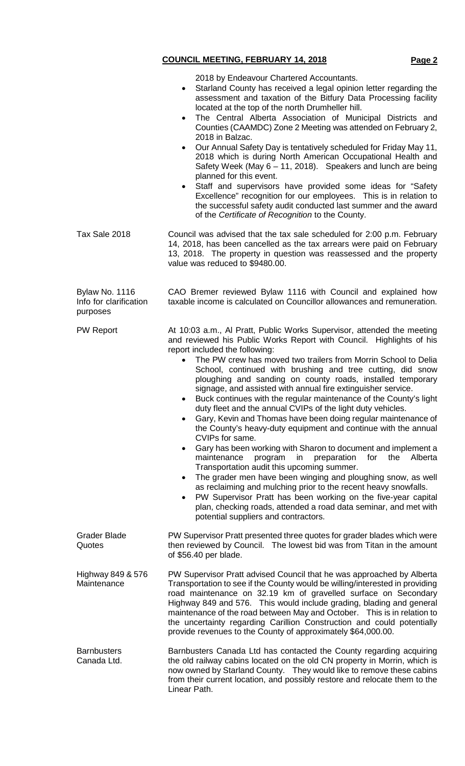2018 by Endeavour Chartered Accountants.

- Starland County has received a legal opinion letter regarding the assessment and taxation of the Bitfury Data Processing facility located at the top of the north Drumheller hill.
- The Central Alberta Association of Municipal Districts and Counties (CAAMDC) Zone 2 Meeting was attended on February 2, 2018 in Balzac.
- Our Annual Safety Day is tentatively scheduled for Friday May 11, 2018 which is during North American Occupational Health and Safety Week (May 6 – 11, 2018). Speakers and lunch are being planned for this event.
- Staff and supervisors have provided some ideas for "Safety Excellence" recognition for our employees. This is in relation to the successful safety audit conducted last summer and the award of the *Certificate of Recognition* to the County.

**Tax Sale 2018**

Council was advised that the tax sale scheduled for 2:00 p.m. February 14, 2018, has been cancelled as the tax arrears were paid on February 13, 2018. The property in question was reassessed and the property value was reduced to $9480.00.

**Bylaw No. 1116 Info for clarification purposes**

CAO Bremer reviewed Bylaw 1116 with Council and explained how taxable income is calculated on Councillor allowances and remuneration.

**PW Report**

At 10:03 a.m., Al Pratt, Public Works Supervisor, attended the meeting and reviewed his Public Works Report with Council. Highlights of his report included the following:

- The PW crew has moved two trailers from Morrin School to Delia School, continued with brushing and tree cutting, did snow ploughing and sanding on county roads, installed temporary signage, and assisted with annual fire extinguisher service.
- Buck continues with the regular maintenance of the County's light duty fleet and the annual CVIPs of the light duty vehicles.
- Gary, Kevin and Thomas have been doing regular maintenance of the County's heavy-duty equipment and continue with the annual CVIPs for same.
- Gary has been working with Sharon to document and implement a maintenance program in preparation for the Alberta Transportation audit this upcoming summer.
- The grader men have been winging and ploughing snow, as well as reclaiming and mulching prior to the recent heavy snowfalls.
- PW Supervisor Pratt has been working on the five-year capital plan, checking roads, attended a road data seminar, and met with potential suppliers and contractors.

**Grader Blade Quotes**

PW Supervisor Pratt presented three quotes for grader blades which were then reviewed by Council. The lowest bid was from Titan in the amount of $56.40 per blade.

**Highway 849 & 576 Maintenance**

PW Supervisor Pratt advised Council that he was approached by Alberta Transportation to see if the County would be willing/interested in providing road maintenance on 32.19 km of gravelled surface on Secondary Highway 849 and 576. This would include grading, blading and general maintenance of the road between May and October. This is in relation to the uncertainty regarding Carillion Construction and could potentially provide revenues to the County of approximately $64,000.00.

**Barnbusters Canada Ltd.**

Barnbusters Canada Ltd has contacted the County regarding acquiring the old railway cabins located on the old CN property in Morrin, which is now owned by Starland County. They would like to remove these cabins from their current location, and possibly restore and relocate them to the Linear Path.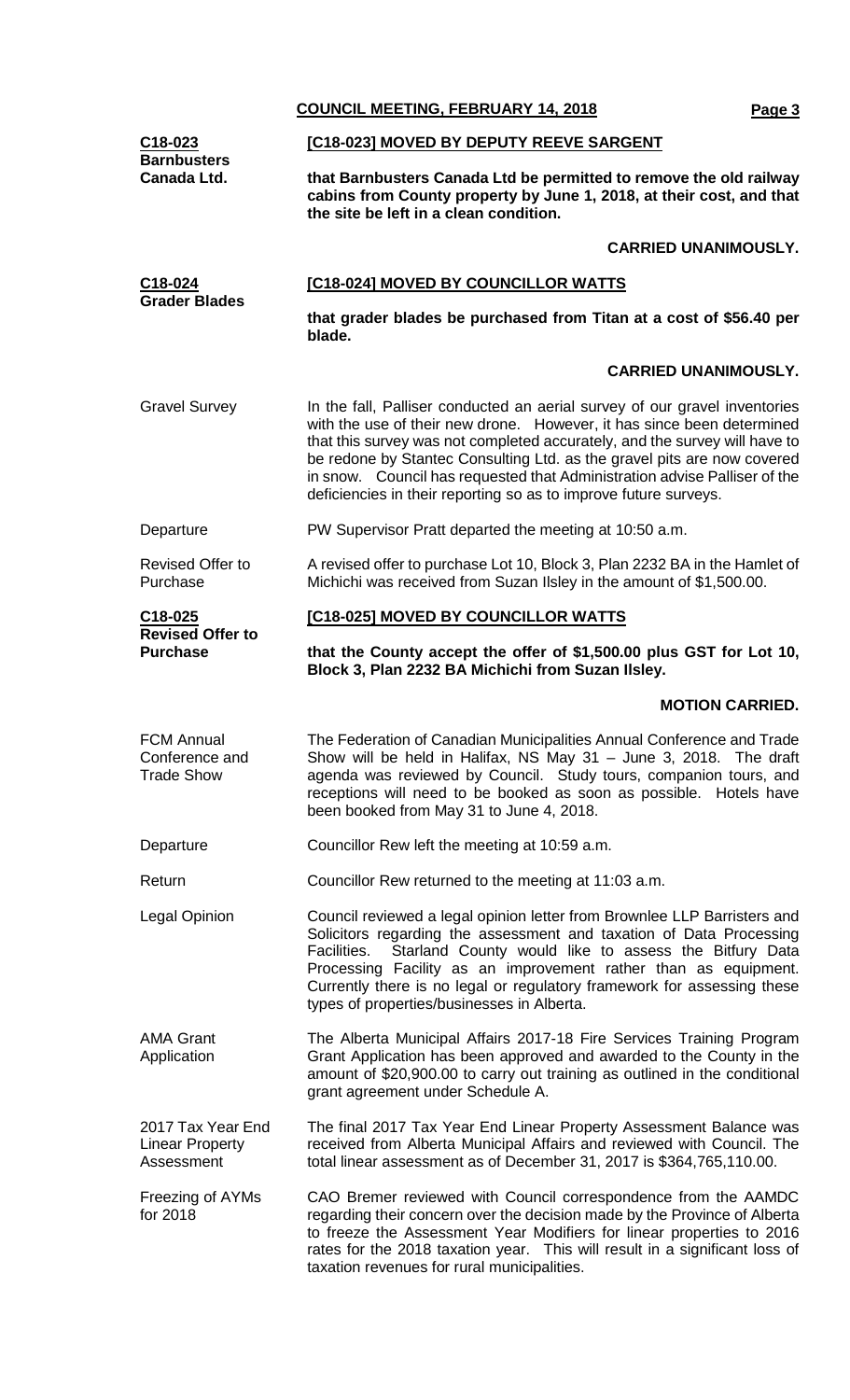**C18-023 Barnbusters Canada Ltd.**

**[C18-023] MOVED BY DEPUTY REEVE SARGENT**

**that Barnbusters Canada Ltd be permitted to remove the old railway cabins from County property by June 1, 2018, at their cost, and that the site be left in a clean condition.**

**CARRIED UNANIMOUSLY.**

**C18-024 Grader Blades**

**[C18-024] MOVED BY COUNCILLOR WATTS**

**that grader blades be purchased from Titan at a cost of $56.40 per blade.**

**CARRIED UNANIMOUSLY.**

Gravel Survey

In the fall, Palliser conducted an aerial survey of our gravel inventories with the use of their new drone. However, it has since been determined that this survey was not completed accurately, and the survey will have to be redone by Stantec Consulting Ltd. as the gravel pits are now covered in snow. Council has requested that Administration advise Palliser of the deficiencies in their reporting so as to improve future surveys.

Departure

PW Supervisor Pratt departed the meeting at 10:50 a.m.

Revised Offer to Purchase

A revised offer to purchase Lot 10, Block 3, Plan 2232 BA in the Hamlet of Michichi was received from Suzan Ilsley in the amount of $1,500.00.

**C18-025 Revised Offer to Purchase**

**[C18-025] MOVED BY COUNCILLOR WATTS**

**that the County accept the offer of $1,500.00 plus GST for Lot 10, Block 3, Plan 2232 BA Michichi from Suzan Ilsley.**

**MOTION CARRIED.**

FCM Annual Conference and Trade Show

The Federation of Canadian Municipalities Annual Conference and Trade Show will be held in Halifax, NS May 31 – June 3, 2018. The draft agenda was reviewed by Council. Study tours, companion tours, and receptions will need to be booked as soon as possible. Hotels have been booked from May 31 to June 4, 2018.

Departure

Councillor Rew left the meeting at 10:59 a.m.

Return

Councillor Rew returned to the meeting at 11:03 a.m.

Legal Opinion

Council reviewed a legal opinion letter from Brownlee LLP Barristers and Solicitors regarding the assessment and taxation of Data Processing Facilities. Starland County would like to assess the Bitfury Data Processing Facility as an improvement rather than as equipment. Currently there is no legal or regulatory framework for assessing these types of properties/businesses in Alberta.

AMA Grant Application

The Alberta Municipal Affairs 2017-18 Fire Services Training Program Grant Application has been approved and awarded to the County in the amount of $20,900.00 to carry out training as outlined in the conditional grant agreement under Schedule A.

2017 Tax Year End Linear Property Assessment

The final 2017 Tax Year End Linear Property Assessment Balance was received from Alberta Municipal Affairs and reviewed with Council. The total linear assessment as of December 31, 2017 is $364,765,110.00.

Freezing of AYMs for 2018

CAO Bremer reviewed with Council correspondence from the AAMDC regarding their concern over the decision made by the Province of Alberta to freeze the Assessment Year Modifiers for linear properties to 2016 rates for the 2018 taxation year. This will result in a significant loss of taxation revenues for rural municipalities.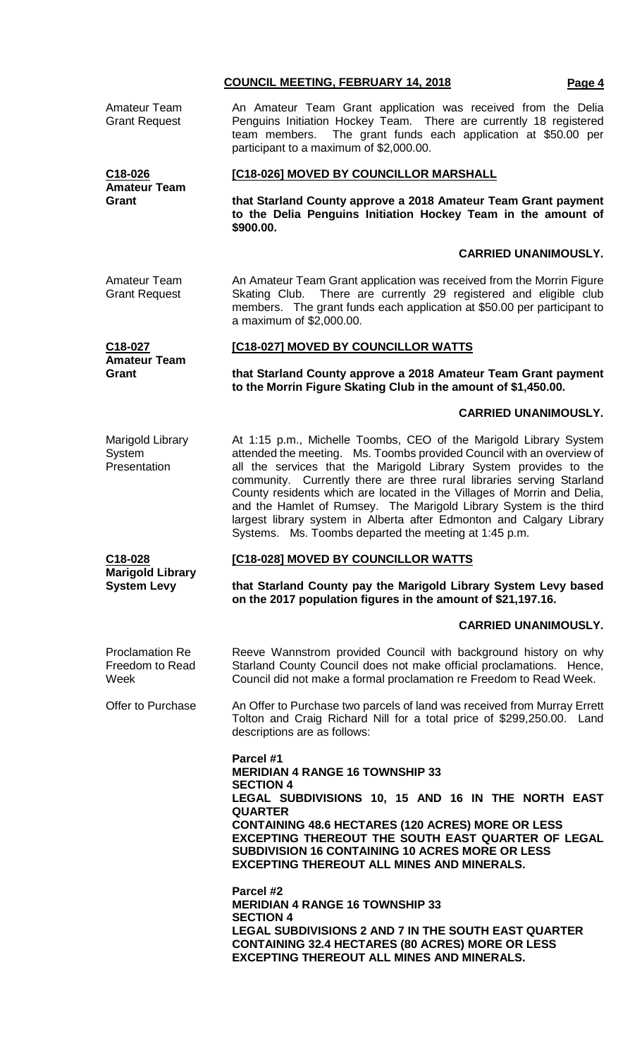Amateur Team Grant Request

An Amateur Team Grant application was received from the Delia Penguins Initiation Hockey Team. There are currently 18 registered team members. The grant funds each application at $50.00 per participant to a maximum of $2,000.00.

**C18-026**
**Amateur Team Grant**

**[C18-026] MOVED BY COUNCILLOR MARSHALL**

**that Starland County approve a 2018 Amateur Team Grant payment to the Delia Penguins Initiation Hockey Team in the amount of $900.00.**

**CARRIED UNANIMOUSLY.**

Amateur Team Grant Request

An Amateur Team Grant application was received from the Morrin Figure Skating Club. There are currently 29 registered and eligible club members. The grant funds each application at $50.00 per participant to a maximum of $2,000.00.

**C18-027**
**Amateur Team Grant**

**[C18-027] MOVED BY COUNCILLOR WATTS**

**that Starland County approve a 2018 Amateur Team Grant payment to the Morrin Figure Skating Club in the amount of $1,450.00.**

**CARRIED UNANIMOUSLY.**

Marigold Library System Presentation

At 1:15 p.m., Michelle Toombs, CEO of the Marigold Library System attended the meeting. Ms. Toombs provided Council with an overview of all the services that the Marigold Library System provides to the community. Currently there are three rural libraries serving Starland County residents which are located in the Villages of Morrin and Delia, and the Hamlet of Rumsey. The Marigold Library System is the third largest library system in Alberta after Edmonton and Calgary Library Systems. Ms. Toombs departed the meeting at 1:45 p.m.

**C18-028**
**Marigold Library System Levy**

**[C18-028] MOVED BY COUNCILLOR WATTS**

**that Starland County pay the Marigold Library System Levy based on the 2017 population figures in the amount of $21,197.16.**

**CARRIED UNANIMOUSLY.**

Proclamation Re Freedom to Read Week

Reeve Wannstrom provided Council with background history on why Starland County Council does not make official proclamations. Hence, Council did not make a formal proclamation re Freedom to Read Week.

Offer to Purchase

An Offer to Purchase two parcels of land was received from Murray Errett Tolton and Craig Richard Nill for a total price of $299,250.00. Land descriptions are as follows:

**Parcel #1**
**MERIDIAN 4 RANGE 16 TOWNSHIP 33**
**SECTION 4**
**LEGAL SUBDIVISIONS 10, 15 AND 16 IN THE NORTH EAST QUARTER**
**CONTAINING 48.6 HECTARES (120 ACRES) MORE OR LESS**
**EXCEPTING THEREOUT THE SOUTH EAST QUARTER OF LEGAL SUBDIVISION 16 CONTAINING 10 ACRES MORE OR LESS**
**EXCEPTING THEREOUT ALL MINES AND MINERALS.**

**Parcel #2**
**MERIDIAN 4 RANGE 16 TOWNSHIP 33**
**SECTION 4**
**LEGAL SUBDIVISIONS 2 AND 7 IN THE SOUTH EAST QUARTER**
**CONTAINING 32.4 HECTARES (80 ACRES) MORE OR LESS**
**EXCEPTING THEREOUT ALL MINES AND MINERALS.**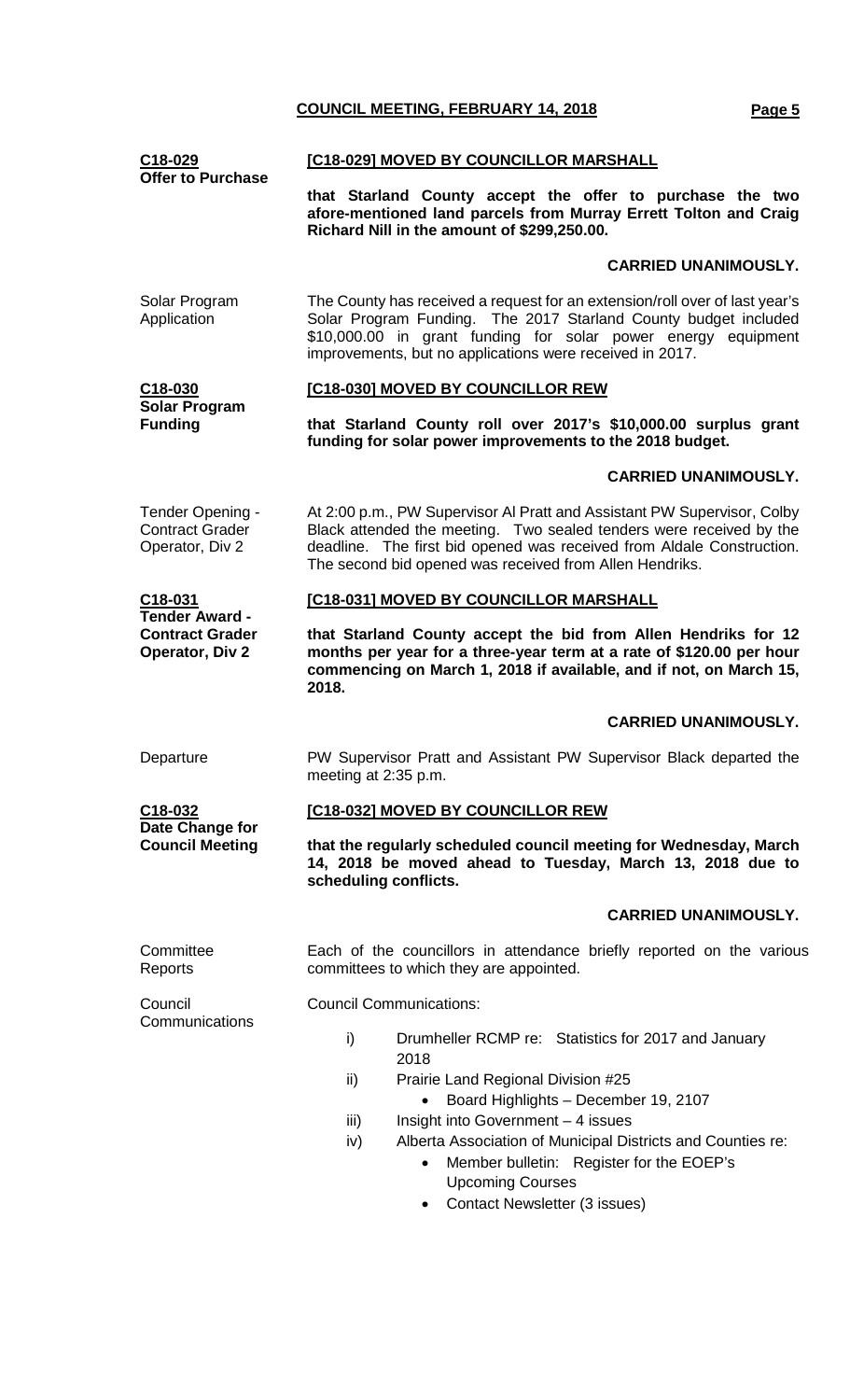**C18-029**
**Offer to Purchase**

**[C18-029] MOVED BY COUNCILLOR MARSHALL**

**that Starland County accept the offer to purchase the two afore-mentioned land parcels from Murray Errett Tolton and Craig Richard Nill in the amount of $299,250.00.**

**CARRIED UNANIMOUSLY.**

Solar Program Application

The County has received a request for an extension/roll over of last year's Solar Program Funding. The 2017 Starland County budget included $10,000.00 in grant funding for solar power energy equipment improvements, but no applications were received in 2017.

**C18-030**
**Solar Program Funding**

**[C18-030] MOVED BY COUNCILLOR REW**

**that Starland County roll over 2017's $10,000.00 surplus grant funding for solar power improvements to the 2018 budget.**

**CARRIED UNANIMOUSLY.**

Tender Opening - Contract Grader Operator, Div 2

At 2:00 p.m., PW Supervisor Al Pratt and Assistant PW Supervisor, Colby Black attended the meeting. Two sealed tenders were received by the deadline. The first bid opened was received from Aldale Construction. The second bid opened was received from Allen Hendriks.

**C18-031**
**Tender Award - Contract Grader Operator, Div 2**

**[C18-031] MOVED BY COUNCILLOR MARSHALL**

**that Starland County accept the bid from Allen Hendriks for 12 months per year for a three-year term at a rate of $120.00 per hour commencing on March 1, 2018 if available, and if not, on March 15, 2018.**

**CARRIED UNANIMOUSLY.**

Departure

PW Supervisor Pratt and Assistant PW Supervisor Black departed the meeting at 2:35 p.m.

**C18-032**
**Date Change for Council Meeting**

**[C18-032] MOVED BY COUNCILLOR REW**

**that the regularly scheduled council meeting for Wednesday, March 14, 2018 be moved ahead to Tuesday, March 13, 2018 due to scheduling conflicts.**

**CARRIED UNANIMOUSLY.**

Committee Reports

Each of the councillors in attendance briefly reported on the various committees to which they are appointed.

Council Communications

Council Communications:

i) Drumheller RCMP re: Statistics for 2017 and January 2018
ii) Prairie Land Regional Division #25
   - Board Highlights – December 19, 2107
iii) Insight into Government – 4 issues
iv) Alberta Association of Municipal Districts and Counties re:
   - Member bulletin: Register for the EOEP's Upcoming Courses
   - Contact Newsletter (3 issues)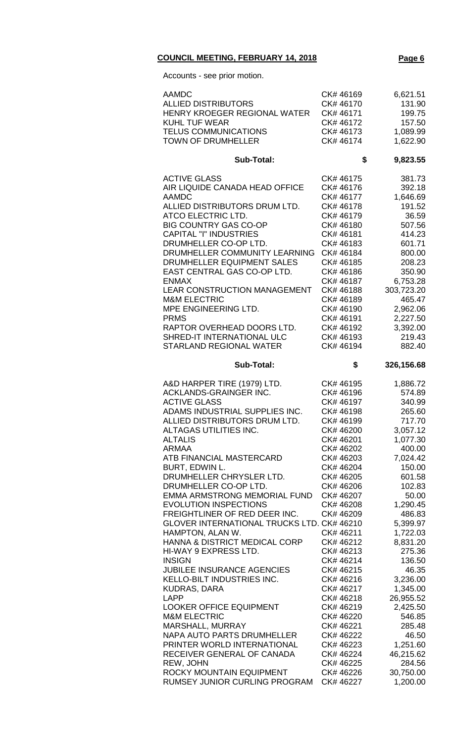**COUNCIL MEETING, FEBRUARY 14, 2018**

Accounts - see prior motion.

| | | |
|---|---|---|
| AAMDC | CK# 46169 | 6,621.51 |
| ALLIED DISTRIBUTORS | CK# 46170 | 131.90 |
| HENRY KROEGER REGIONAL WATER | CK# 46171 | 199.75 |
| KUHL TUF WEAR | CK# 46172 | 157.50 |
| TELUS COMMUNICATIONS | CK# 46173 | 1,089.99 |
| TOWN OF DRUMHELLER | CK# 46174 | 1,622.90 |
| **Sub-Total:** | **$** | **9,823.55** |
| ACTIVE GLASS | CK# 46175 | 381.73 |
| AIR LIQUIDE CANADA HEAD OFFICE | CK# 46176 | 392.18 |
| AAMDC | CK# 46177 | 1,646.69 |
| ALLIED DISTRIBUTORS DRUM LTD. | CK# 46178 | 191.52 |
| ATCO ELECTRIC LTD. | CK# 46179 | 36.59 |
| BIG COUNTRY GAS CO-OP | CK# 46180 | 507.56 |
| CAPITAL "I" INDUSTRIES | CK# 46181 | 414.23 |
| DRUMHELLER CO-OP LTD. | CK# 46183 | 601.71 |
| DRUMHELLER COMMUNITY LEARNING | CK# 46184 | 800.00 |
| DRUMHELLER EQUIPMENT SALES | CK# 46185 | 208.23 |
| EAST CENTRAL GAS CO-OP LTD. | CK# 46186 | 350.90 |
| ENMAX | CK# 46187 | 6,753.28 |
| LEAR CONSTRUCTION MANAGEMENT | CK# 46188 | 303,723.20 |
| M&M ELECTRIC | CK# 46189 | 465.47 |
| MPE ENGINEERING LTD. | CK# 46190 | 2,962.06 |
| PRMS | CK# 46191 | 2,227.50 |
| RAPTOR OVERHEAD DOORS LTD. | CK# 46192 | 3,392.00 |
| SHRED-IT INTERNATIONAL ULC | CK# 46193 | 219.43 |
| STARLAND REGIONAL WATER | CK# 46194 | 882.40 |
| **Sub-Total:** | **$** | **326,156.68** |
| A&D HARPER TIRE (1979) LTD. | CK# 46195 | 1,886.72 |
| ACKLANDS-GRAINGER INC. | CK# 46196 | 574.89 |
| ACTIVE GLASS | CK# 46197 | 340.99 |
| ADAMS INDUSTRIAL SUPPLIES INC. | CK# 46198 | 265.60 |
| ALLIED DISTRIBUTORS DRUM LTD. | CK# 46199 | 717.70 |
| ALTAGAS UTILITIES INC. | CK# 46200 | 3,057.12 |
| ALTALIS | CK# 46201 | 1,077.30 |
| ARMAA | CK# 46202 | 400.00 |
| ATB FINANCIAL MASTERCARD | CK# 46203 | 7,024.42 |
| BURT, EDWIN L. | CK# 46204 | 150.00 |
| DRUMHELLER CHRYSLER LTD. | CK# 46205 | 601.58 |
| DRUMHELLER CO-OP LTD. | CK# 46206 | 102.83 |
| EMMA ARMSTRONG MEMORIAL FUND | CK# 46207 | 50.00 |
| EVOLUTION INSPECTIONS | CK# 46208 | 1,290.45 |
| FREIGHTLINER OF RED DEER INC. | CK# 46209 | 486.83 |
| GLOVER INTERNATIONAL TRUCKS LTD. | CK# 46210 | 5,399.97 |
| HAMPTON, ALAN W. | CK# 46211 | 1,722.03 |
| HANNA & DISTRICT MEDICAL CORP | CK# 46212 | 8,831.20 |
| HI-WAY 9 EXPRESS LTD. | CK# 46213 | 275.36 |
| INSIGN | CK# 46214 | 136.50 |
| JUBILEE INSURANCE AGENCIES | CK# 46215 | 46.35 |
| KELLO-BILT INDUSTRIES INC. | CK# 46216 | 3,236.00 |
| KUDRAS, DARA | CK# 46217 | 1,345.00 |
| LAPP | CK# 46218 | 26,955.52 |
| LOOKER OFFICE EQUIPMENT | CK# 46219 | 2,425.50 |
| M&M ELECTRIC | CK# 46220 | 546.85 |
| MARSHALL, MURRAY | CK# 46221 | 285.48 |
| NAPA AUTO PARTS DRUMHELLER | CK# 46222 | 46.50 |
| PRINTER WORLD INTERNATIONAL | CK# 46223 | 1,251.60 |
| RECEIVER GENERAL OF CANADA | CK# 46224 | 46,215.62 |
| REW, JOHN | CK# 46225 | 284.56 |
| ROCKY MOUNTAIN EQUIPMENT | CK# 46226 | 30,750.00 |
| RUMSEY JUNIOR CURLING PROGRAM | CK# 46227 | 1,200.00 |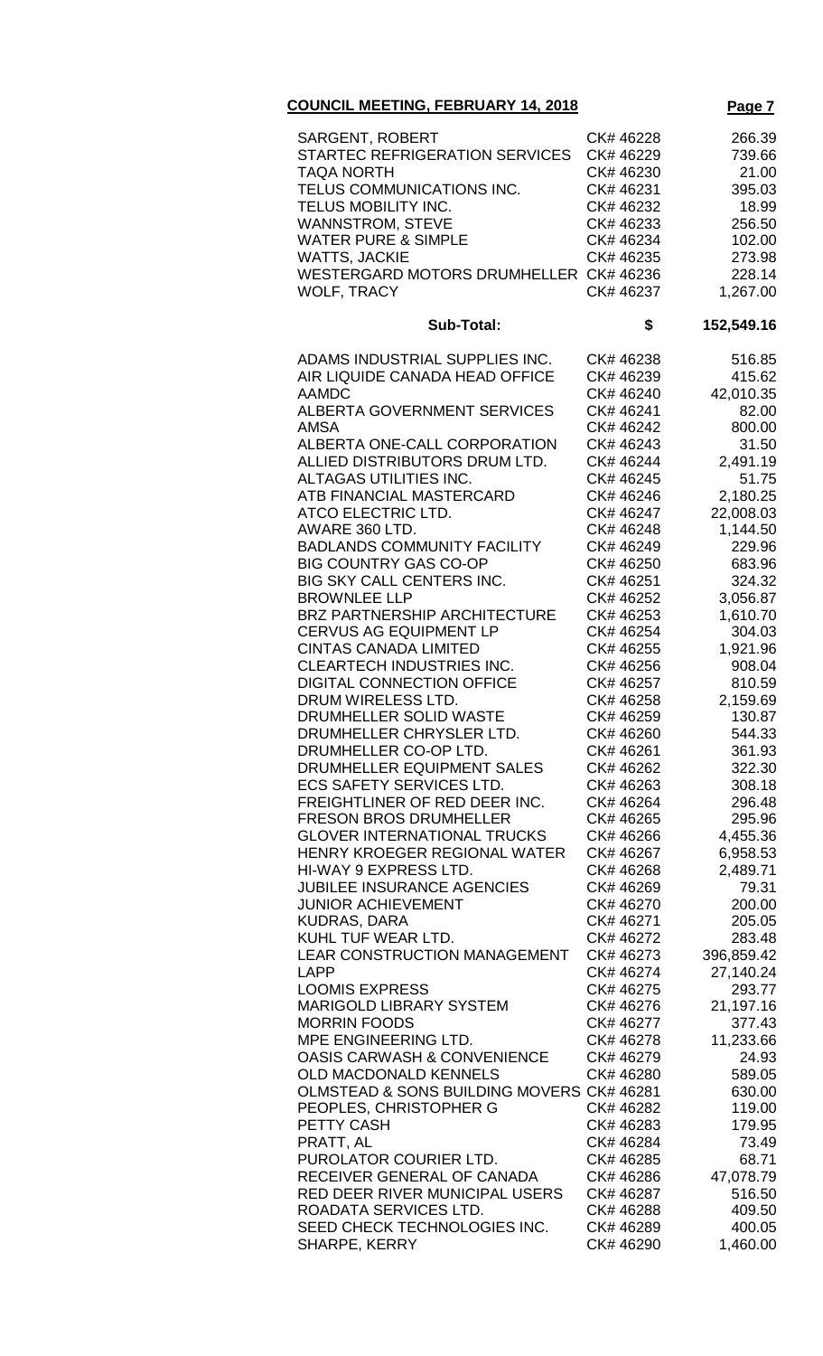| | | |
|---|---|---|
| SARGENT, ROBERT | CK# 46228 | 266.39 |
| STARTEC REFRIGERATION SERVICES | CK# 46229 | 739.66 |
| TAQA NORTH | CK# 46230 | 21.00 |
| TELUS COMMUNICATIONS INC. | CK# 46231 | 395.03 |
| TELUS MOBILITY INC. | CK# 46232 | 18.99 |
| WANNSTROM, STEVE | CK# 46233 | 256.50 |
| WATER PURE & SIMPLE | CK# 46234 | 102.00 |
| WATTS, JACKIE | CK# 46235 | 273.98 |
| WESTERGARD MOTORS DRUMHELLER | CK# 46236 | 228.14 |
| WOLF, TRACY | CK# 46237 | 1,267.00 |
| **Sub-Total:** | **$** | **152,549.16** |
| ADAMS INDUSTRIAL SUPPLIES INC. | CK# 46238 | 516.85 |
| AIR LIQUIDE CANADA HEAD OFFICE | CK# 46239 | 415.62 |
| AAMDC | CK# 46240 | 42,010.35 |
| ALBERTA GOVERNMENT SERVICES | CK# 46241 | 82.00 |
| AMSA | CK# 46242 | 800.00 |
| ALBERTA ONE-CALL CORPORATION | CK# 46243 | 31.50 |
| ALLIED DISTRIBUTORS DRUM LTD. | CK# 46244 | 2,491.19 |
| ALTAGAS UTILITIES INC. | CK# 46245 | 51.75 |
| ATB FINANCIAL MASTERCARD | CK# 46246 | 2,180.25 |
| ATCO ELECTRIC LTD. | CK# 46247 | 22,008.03 |
| AWARE 360 LTD. | CK# 46248 | 1,144.50 |
| BADLANDS COMMUNITY FACILITY | CK# 46249 | 229.96 |
| BIG COUNTRY GAS CO-OP | CK# 46250 | 683.96 |
| BIG SKY CALL CENTERS INC. | CK# 46251 | 324.32 |
| BROWNLEE LLP | CK# 46252 | 3,056.87 |
| BRZ PARTNERSHIP ARCHITECTURE | CK# 46253 | 1,610.70 |
| CERVUS AG EQUIPMENT LP | CK# 46254 | 304.03 |
| CINTAS CANADA LIMITED | CK# 46255 | 1,921.96 |
| CLEARTECH INDUSTRIES INC. | CK# 46256 | 908.04 |
| DIGITAL CONNECTION OFFICE | CK# 46257 | 810.59 |
| DRUM WIRELESS LTD. | CK# 46258 | 2,159.69 |
| DRUMHELLER SOLID WASTE | CK# 46259 | 130.87 |
| DRUMHELLER CHRYSLER LTD. | CK# 46260 | 544.33 |
| DRUMHELLER CO-OP LTD. | CK# 46261 | 361.93 |
| DRUMHELLER EQUIPMENT SALES | CK# 46262 | 322.30 |
| ECS SAFETY SERVICES LTD. | CK# 46263 | 308.18 |
| FREIGHTLINER OF RED DEER INC. | CK# 46264 | 296.48 |
| FRESON BROS DRUMHELLER | CK# 46265 | 295.96 |
| GLOVER INTERNATIONAL TRUCKS | CK# 46266 | 4,455.36 |
| HENRY KROEGER REGIONAL WATER | CK# 46267 | 6,958.53 |
| HI-WAY 9 EXPRESS LTD. | CK# 46268 | 2,489.71 |
| JUBILEE INSURANCE AGENCIES | CK# 46269 | 79.31 |
| JUNIOR ACHIEVEMENT | CK# 46270 | 200.00 |
| KUDRAS, DARA | CK# 46271 | 205.05 |
| KUHL TUF WEAR LTD. | CK# 46272 | 283.48 |
| LEAR CONSTRUCTION MANAGEMENT | CK# 46273 | 396,859.42 |
| LAPP | CK# 46274 | 27,140.24 |
| LOOMIS EXPRESS | CK# 46275 | 293.77 |
| MARIGOLD LIBRARY SYSTEM | CK# 46276 | 21,197.16 |
| MORRIN FOODS | CK# 46277 | 377.43 |
| MPE ENGINEERING LTD. | CK# 46278 | 11,233.66 |
| OASIS CARWASH & CONVENIENCE | CK# 46279 | 24.93 |
| OLD MACDONALD KENNELS | CK# 46280 | 589.05 |
| OLMSTEAD & SONS BUILDING MOVERS | CK# 46281 | 630.00 |
| PEOPLES, CHRISTOPHER G | CK# 46282 | 119.00 |
| PETTY CASH | CK# 46283 | 179.95 |
| PRATT, AL | CK# 46284 | 73.49 |
| PUROLATOR COURIER LTD. | CK# 46285 | 68.71 |
| RECEIVER GENERAL OF CANADA | CK# 46286 | 47,078.79 |
| RED DEER RIVER MUNICIPAL USERS | CK# 46287 | 516.50 |
| ROADATA SERVICES LTD. | CK# 46288 | 409.50 |
| SEED CHECK TECHNOLOGIES INC. | CK# 46289 | 400.05 |
| SHARPE, KERRY | CK# 46290 | 1,460.00 |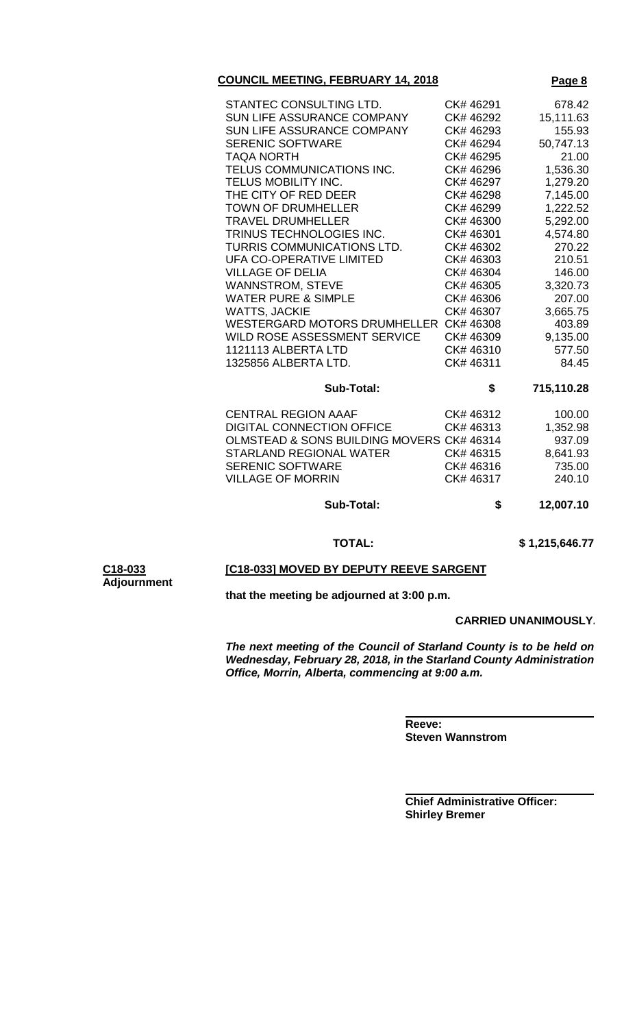**COUNCIL MEETING, FEBRUARY 14, 2018**

| | | |
|---|---|---|
| STANTEC CONSULTING LTD. | CK# 46291 | 678.42 |
| SUN LIFE ASSURANCE COMPANY | CK# 46292 | 15,111.63 |
| SUN LIFE ASSURANCE COMPANY | CK# 46293 | 155.93 |
| SERENIC SOFTWARE | CK# 46294 | 50,747.13 |
| TAQA NORTH | CK# 46295 | 21.00 |
| TELUS COMMUNICATIONS INC. | CK# 46296 | 1,536.30 |
| TELUS MOBILITY INC. | CK# 46297 | 1,279.20 |
| THE CITY OF RED DEER | CK# 46298 | 7,145.00 |
| TOWN OF DRUMHELLER | CK# 46299 | 1,222.52 |
| TRAVEL DRUMHELLER | CK# 46300 | 5,292.00 |
| TRINUS TECHNOLOGIES INC. | CK# 46301 | 4,574.80 |
| TURRIS COMMUNICATIONS LTD. | CK# 46302 | 270.22 |
| UFA CO-OPERATIVE LIMITED | CK# 46303 | 210.51 |
| VILLAGE OF DELIA | CK# 46304 | 146.00 |
| WANNSTROM, STEVE | CK# 46305 | 3,320.73 |
| WATER PURE & SIMPLE | CK# 46306 | 207.00 |
| WATTS, JACKIE | CK# 46307 | 3,665.75 |
| WESTERGARD MOTORS DRUMHELLER | CK# 46308 | 403.89 |
| WILD ROSE ASSESSMENT SERVICE | CK# 46309 | 9,135.00 |
| 1121113 ALBERTA LTD | CK# 46310 | 577.50 |
| 1325856 ALBERTA LTD. | CK# 46311 | 84.45 |
| **Sub-Total:** | **$** | **715,110.28** |
| CENTRAL REGION AAAF | CK# 46312 | 100.00 |
| DIGITAL CONNECTION OFFICE | CK# 46313 | 1,352.98 |
| OLMSTEAD & SONS BUILDING MOVERS | CK# 46314 | 937.09 |
| STARLAND REGIONAL WATER | CK# 46315 | 8,641.93 |
| SERENIC SOFTWARE | CK# 46316 | 735.00 |
| VILLAGE OF MORRIN | CK# 46317 | 240.10 |
| **Sub-Total:** | **$** | **12,007.10** |
| **TOTAL:** | | **$ 1,215,646.77** |

**C18-033**
**Adjournment**

**[C18-033] MOVED BY DEPUTY REEVE SARGENT**

**that the meeting be adjourned at 3:00 p.m.**

**CARRIED UNANIMOUSLY.**

***The next meeting of the Council of Starland County is to be held on Wednesday, February 28, 2018, in the Starland County Administration Office, Morrin, Alberta, commencing at 9:00 a.m.***

**Reeve:**
**Steven Wannstrom**

**Chief Administrative Officer:**
**Shirley Bremer**